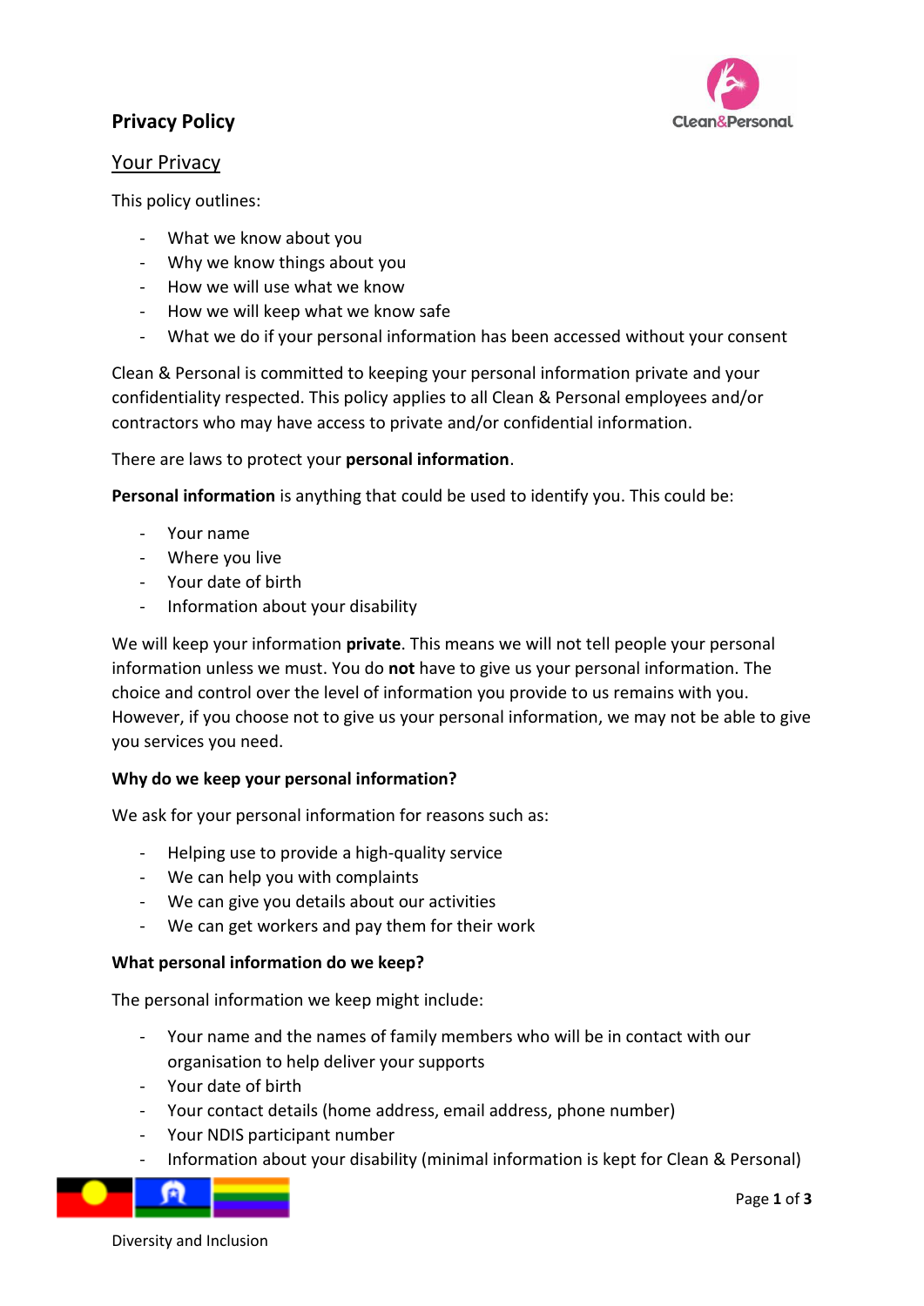# Privacy Policy

## Your Privacy

This policy outlines:

- What we know about you
- Why we know things about you
- How we will use what we know
- How we will keep what we know safe
- What we do if your personal information has been accessed without your consent

Clean & Personal is committed to keeping your personal information private and your confidentiality respected. This policy applies to all Clean & Personal employees and/or contractors who may have access to private and/or confidential information.

There are laws to protect your **personal information**.

**Personal information** is anything that could be used to identify you. This could be:

- Your name
- Where you live
- Your date of birth
- Information about your disability

We will keep your information **private**. This means we will not tell people your personal information unless we must. You do **not** have to give us your personal information. The choice and control over the level of information you provide to us remains with you. However, if you choose not to give us your personal information, we may not be able to give you services you need.

### Why do we keep your personal information?

We ask for your personal information for reasons such as:

- Helping use to provide a high-quality service
- We can help you with complaints
- We can give you details about our activities
- We can get workers and pay them for their work

### What personal information do we keep?

The personal information we keep might include:

- Your name and the names of family members who will be in contact with our organisation to help deliver your supports
- Your date of birth
- Your contact details (home address, email address, phone number)
- Your NDIS participant number
- Information about your disability (minimal information is kept for Clean & Personal)

Diversity and Inclusion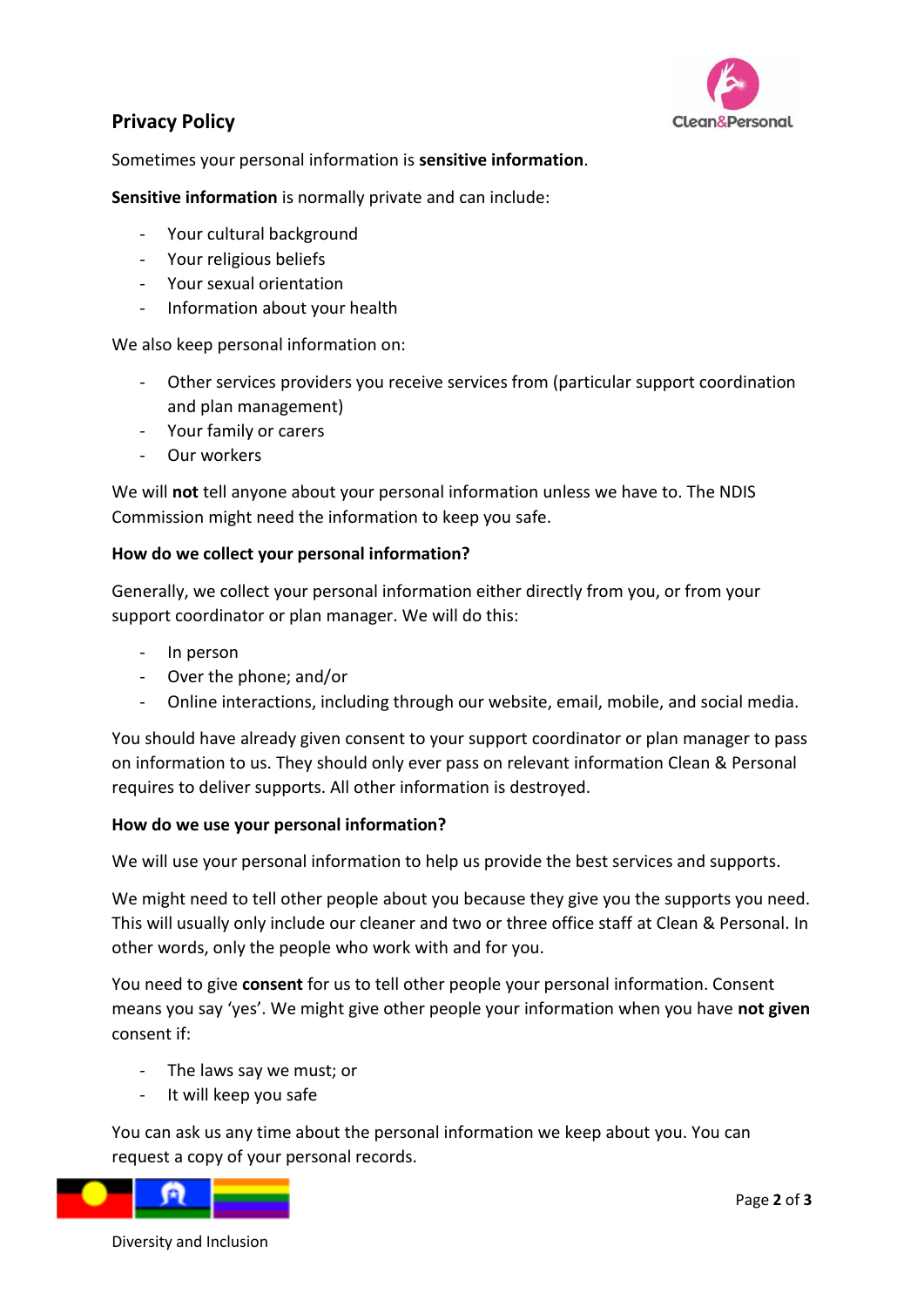## Privacy Policy

Sometimes your personal information is **sensitive information**.

**Sensitive information** is normally private and can include:

- Your cultural background
- Your religious beliefs
- Your sexual orientation
- Information about your health

We also keep personal information on:

- Other services providers you receive services from (particular support coordination and plan management)
- Your family or carers
- Our workers

We will **not** tell anyone about your personal information unless we have to. The NDIS Commission might need the information to keep you safe.

**How do we collect your personal information?**

Generally, we collect your personal information either directly from you, or from your support coordinator or plan manager. We will do this:

- In person
- Over the phone; and/or
- Online interactions, including through our website, email, mobile, and social media.

You should have already given consent to your support coordinator or plan manager to pass on information to us. They should only ever pass on relevant information Clean & Personal requires to deliver supports. All other information is destroyed.

**How do we use your personal information?**

We will use your personal information to help us provide the best services and supports.

We might need to tell other people about you because they give you the supports you need. This will usually only include our cleaner and two or three office staff at Clean & Personal. In other words, only the people who work with and for you.

You need to give **consent** for us to tell other people your personal information. Consent means you say 'yes'. We might give other people your information when you have **not given** consent if:

- The laws say we must; or
- It will keep you safe

You can ask us any time about the personal information we keep about you. You can request a copy of your personal records.

Diversity and Inclusion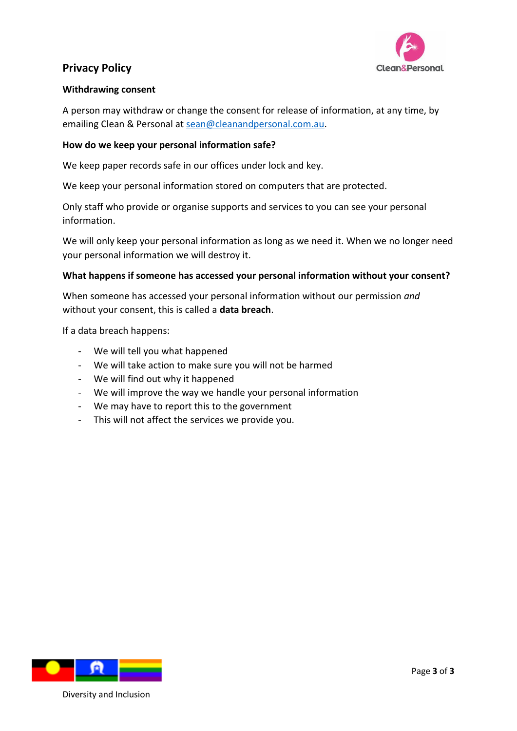# Privacy Policy

## Withdrawing consent

A person may withdraw or change the consent for release of information, at any time, by emailing Clean & Personal at sean@cleanandpersonal.com.au.

## How do we keep your personal information safe?

We keep paper records safe in our offices under lock and key.

We keep your personal information stored on computers that are protected.

Only staff who provide or organise supports and services to you can see your personal information.

We will only keep your personal information as long as we need it. When we no longer need your personal information we will destroy it.

## What happens if someone has accessed your personal information without your consent?

When someone has accessed your personal information without our permission *and* without your consent, this is called a **data breach**.

If a data breach happens:

- We will tell you what happened
- We will take action to make sure you will not be harmed
- We will find out why it happened
- We will improve the way we handle your personal information
- We may have to report this to the government
- This will not affect the services we provide you.

Diversity and Inclusion